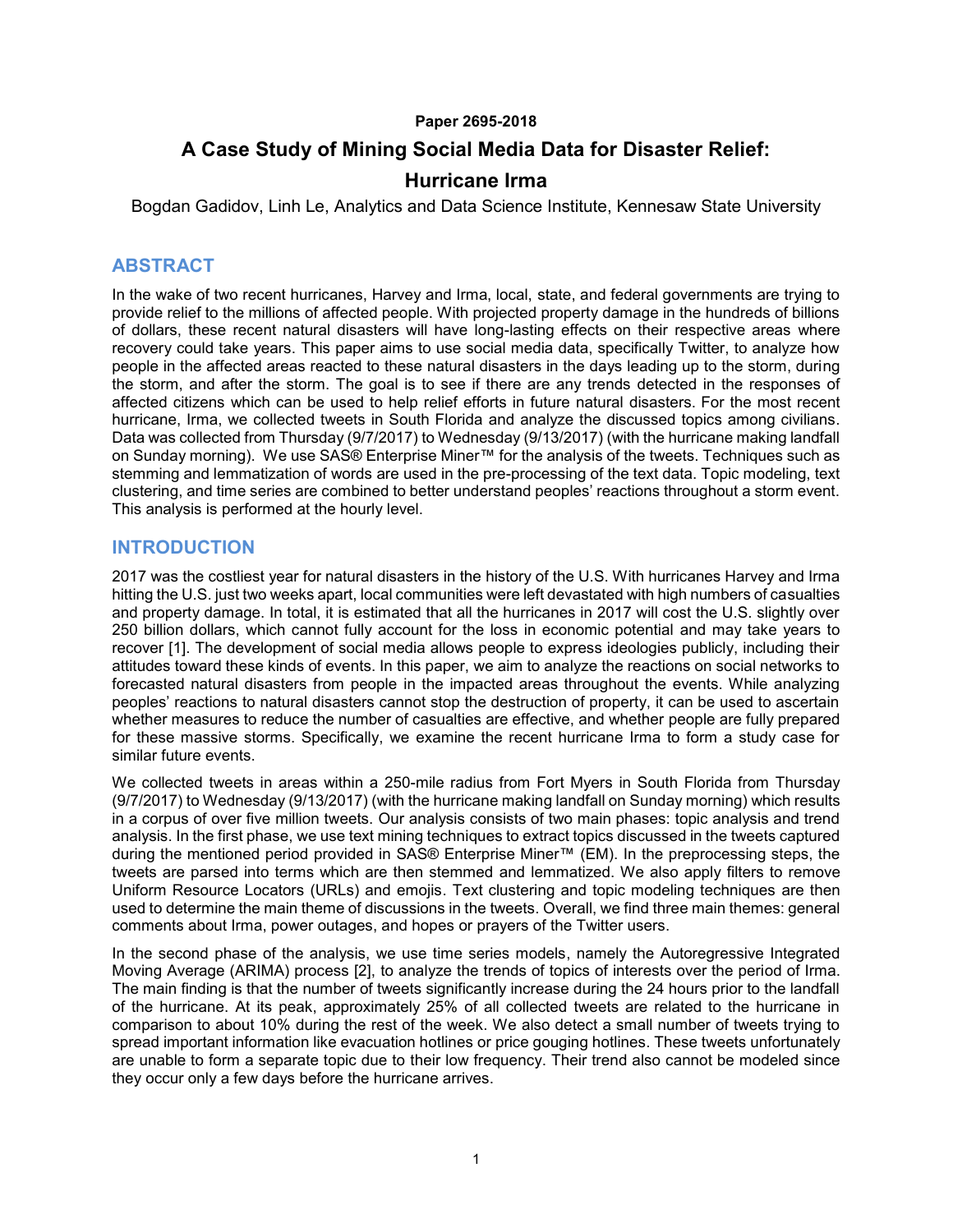**Paper 2695-2018**

# A Case Study of Mining Social Media Data for Disaster Relief: Hurricane Irma

Bogdan Gadidov, Linh Le, Analytics and Data Science Institute, Kennesaw State University

## ABSTRACT

In the wake of two recent hurricanes, Harvey and Irma, local, state, and federal governments are trying to provide relief to the millions of affected people. With projected property damage in the hundreds of billions of dollars, these recent natural disasters will have long-lasting effects on their respective areas where recovery could take years. This paper aims to use social media data, specifically Twitter, to analyze how people in the affected areas reacted to these natural disasters in the days leading up to the storm, during the storm, and after the storm. The goal is to see if there are any trends detected in the responses of affected citizens which can be used to help relief efforts in future natural disasters. For the most recent hurricane, Irma, we collected tweets in South Florida and analyze the discussed topics among civilians. Data was collected from Thursday (9/7/2017) to Wednesday (9/13/2017) (with the hurricane making landfall on Sunday morning). We use SAS® Enterprise Miner™ for the analysis of the tweets. Techniques such as stemming and lemmatization of words are used in the pre-processing of the text data. Topic modeling, text clustering, and time series are combined to better understand peoples' reactions throughout a storm event. This analysis is performed at the hourly level.

## INTRODUCTION

2017 was the costliest year for natural disasters in the history of the U.S. With hurricanes Harvey and Irma hitting the U.S. just two weeks apart, local communities were left devastated with high numbers of casualties and property damage. In total, it is estimated that all the hurricanes in 2017 will cost the U.S. slightly over 250 billion dollars, which cannot fully account for the loss in economic potential and may take years to recover [1]. The development of social media allows people to express ideologies publicly, including their attitudes toward these kinds of events. In this paper, we aim to analyze the reactions on social networks to forecasted natural disasters from people in the impacted areas throughout the events. While analyzing peoples' reactions to natural disasters cannot stop the destruction of property, it can be used to ascertain whether measures to reduce the number of casualties are effective, and whether people are fully prepared for these massive storms. Specifically, we examine the recent hurricane Irma to form a study case for similar future events.

We collected tweets in areas within a 250-mile radius from Fort Myers in South Florida from Thursday (9/7/2017) to Wednesday (9/13/2017) (with the hurricane making landfall on Sunday morning) which results in a corpus of over five million tweets. Our analysis consists of two main phases: topic analysis and trend analysis. In the first phase, we use text mining techniques to extract topics discussed in the tweets captured during the mentioned period provided in SAS® Enterprise Miner™ (EM). In the preprocessing steps, the tweets are parsed into terms which are then stemmed and lemmatized. We also apply filters to remove Uniform Resource Locators (URLs) and emojis. Text clustering and topic modeling techniques are then used to determine the main theme of discussions in the tweets. Overall, we find three main themes: general comments about Irma, power outages, and hopes or prayers of the Twitter users.

In the second phase of the analysis, we use time series models, namely the Autoregressive Integrated Moving Average (ARIMA) process [2], to analyze the trends of topics of interests over the period of Irma. The main finding is that the number of tweets significantly increase during the 24 hours prior to the landfall of the hurricane. At its peak, approximately 25% of all collected tweets are related to the hurricane in comparison to about 10% during the rest of the week. We also detect a small number of tweets trying to spread important information like evacuation hotlines or price gouging hotlines. These tweets unfortunately are unable to form a separate topic due to their low frequency. Their trend also cannot be modeled since they occur only a few days before the hurricane arrives.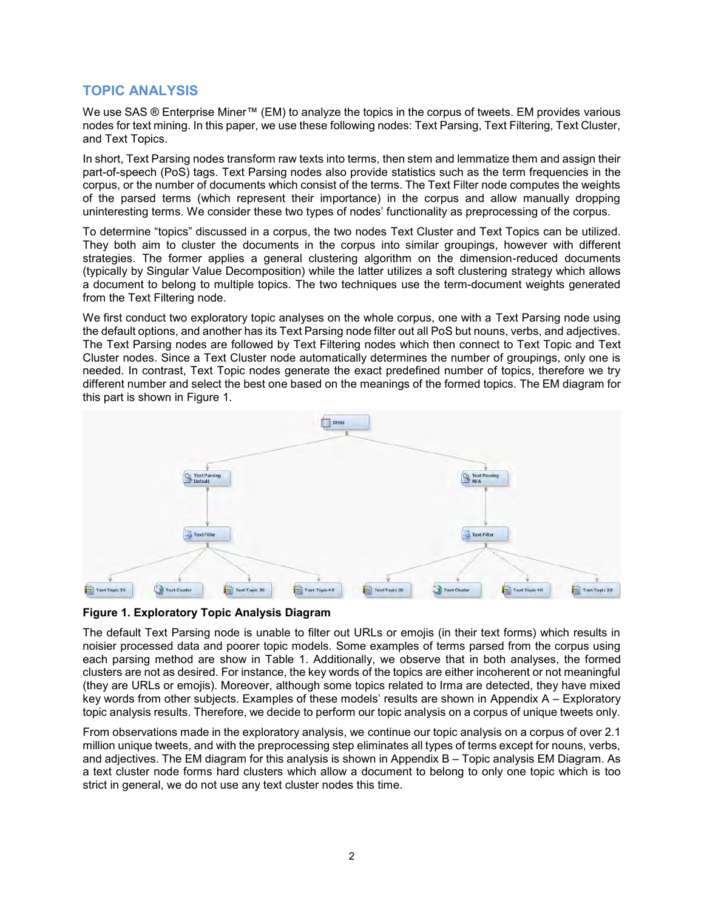## TOPIC ANALYSIS

We use SAS ® Enterprise Miner™ (EM) to analyze the topics in the corpus of tweets. EM provides various nodes for text mining. In this paper, we use these following nodes: Text Parsing, Text Filtering, Text Cluster, and Text Topics.

In short, Text Parsing nodes transform raw texts into terms, then stem and lemmatize them and assign their part-of-speech (PoS) tags. Text Parsing nodes also provide statistics such as the term frequencies in the corpus, or the number of documents which consist of the terms. The Text Filter node computes the weights of the parsed terms (which represent their importance) in the corpus and allow manually dropping uninteresting terms. We consider these two types of nodes' functionality as preprocessing of the corpus.

To determine "topics" discussed in a corpus, the two nodes Text Cluster and Text Topics can be utilized. They both aim to cluster the documents in the corpus into similar groupings, however with different strategies. The former applies a general clustering algorithm on the dimension-reduced documents (typically by Singular Value Decomposition) while the latter utilizes a soft clustering strategy which allows a document to belong to multiple topics. The two techniques use the term-document weights generated from the Text Filtering node.

We first conduct two exploratory topic analyses on the whole corpus, one with a Text Parsing node using the default options, and another has its Text Parsing node filter out all PoS but nouns, verbs, and adjectives. The Text Parsing nodes are followed by Text Filtering nodes which then connect to Text Topic and Text Cluster nodes. Since a Text Cluster node automatically determines the number of groupings, only one is needed. In contrast, Text Topic nodes generate the exact predefined number of topics, therefore we try different number and select the best one based on the meanings of the formed topics. The EM diagram for this part is shown in Figure 1.

**Figure 1. Exploratory Topic Analysis Diagram**

The default Text Parsing node is unable to filter out URLs or emojis (in their text forms) which results in noisier processed data and poorer topic models. Some examples of terms parsed from the corpus using each parsing method are show in Table 1. Additionally, we observe that in both analyses, the formed clusters are not as desired. For instance, the key words of the topics are either incoherent or not meaningful (they are URLs or emojis). Moreover, although some topics related to Irma are detected, they have mixed key words from other subjects. Examples of these models' results are shown in Appendix A – Exploratory topic analysis results. Therefore, we decide to perform our topic analysis on a corpus of unique tweets only.

From observations made in the exploratory analysis, we continue our topic analysis on a corpus of over 2.1 million unique tweets, and with the preprocessing step eliminates all types of terms except for nouns, verbs, and adjectives. The EM diagram for this analysis is shown in Appendix B – Topic analysis EM Diagram. As a text cluster node forms hard clusters which allow a document to belong to only one topic which is too strict in general, we do not use any text cluster nodes this time.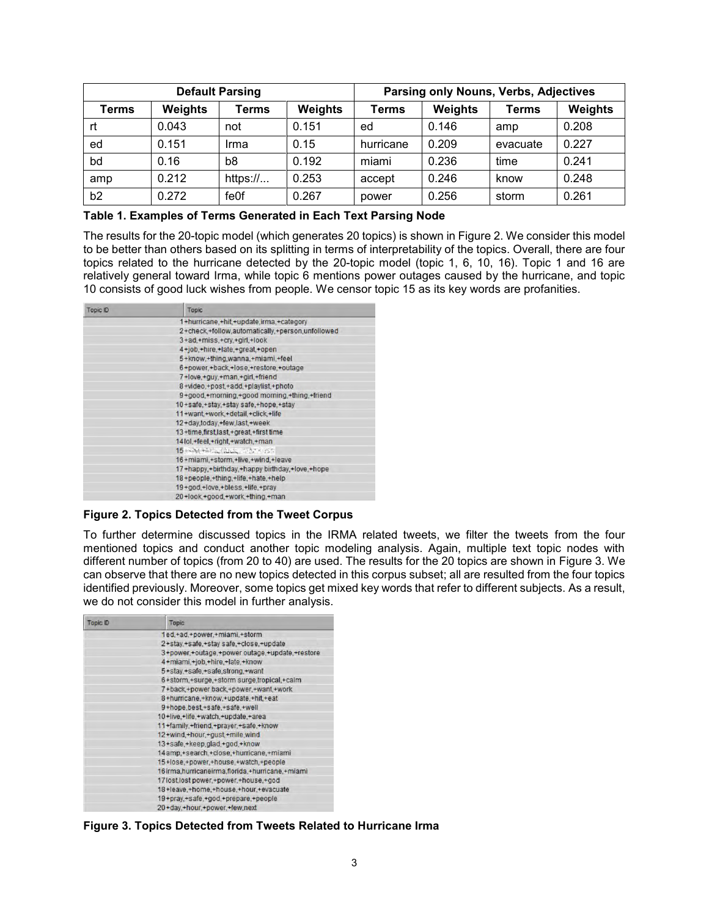| Default Parsing | | | | Parsing only Nouns, Verbs, Adjectives | | | |
|---|---|---|---|---|---|---|---|
| Terms | Weights | Terms | Weights | Terms | Weights | Terms | Weights |
| rt | 0.043 | not | 0.151 | ed | 0.146 | amp | 0.208 |
| ed | 0.151 | Irma | 0.15 | hurricane | 0.209 | evacuate | 0.227 |
| bd | 0.16 | b8 | 0.192 | miami | 0.236 | time | 0.241 |
| amp | 0.212 | https://... | 0.253 | accept | 0.246 | know | 0.248 |
| b2 | 0.272 | fe0f | 0.267 | power | 0.256 | storm | 0.261 |

**Table 1. Examples of Terms Generated in Each Text Parsing Node**

The results for the 20-topic model (which generates 20 topics) is shown in Figure 2. We consider this model to be better than others based on its splitting in terms of interpretability of the topics. Overall, there are four topics related to the hurricane detected by the 20-topic model (topic 1, 6, 10, 16). Topic 1 and 16 are relatively general toward Irma, while topic 6 mentions power outages caused by the hurricane, and topic 10 consists of good luck wishes from people. We censor topic 15 as its key words are profanities.

| Topic ID | Topic |
|---|---|
| 1 | +hurricane,+hit,+update,irma,+category |
| 2 | +check,+follow,automatically,+person,unfollowed |
| 3 | +ad,+miss,+cry,+girl,+look |
| 4 | +job,+hire,+late,+great,+open |
| 5 | +know,+thing,wanna,+miami,+feel |
| 6 | +power,+back,+lose,+restore,+outage |
| 7 | +love,+guy,+man,+girl,+friend |
| 8 | +video,+post,+add,+playlist,+photo |
| 9 | +good,+morning,+good morning,+thing,+friend |
| 10 | +safe,+stay,+stay safe,+hope,+stay |
| 11 | +want,+work,+detail,+click,+life |
| 12 | +day,today,+few,last,+week |
| 13 | +time,first,last,+great,+first time |
| 14 | lol,+feel,+right,+watch,+man |
| 15 | |
| 16 | +miami,+storm,+live,+wind,+leave |
| 17 | +happy,+birthday,+happy birthday,+love,+hope |
| 18 | +people,+thing,+life,+hate,+help |
| 19 | +god,+love,+bless,+life,+pray |
| 20 | +look,+good,+work,+thing,+man |

**Figure 2. Topics Detected from the Tweet Corpus**

To further determine discussed topics in the IRMA related tweets, we filter the tweets from the four mentioned topics and conduct another topic modeling analysis. Again, multiple text topic nodes with different number of topics (from 20 to 40) are used. The results for the 20 topics are shown in Figure 3. We can observe that there are no new topics detected in this corpus subset; all are resulted from the four topics identified previously. Moreover, some topics get mixed key words that refer to different subjects. As a result, we do not consider this model in further analysis.

| Topic ID | Topic |
|---|---|
| 1 | ed,+ad,+power,+miami,+storm |
| 2 | +stay,+safe,+stay safe,+close,+update |
| 3 | +power,+outage,+power outage,+update,+restore |
| 4 | +miami,+job,+hire,+late,+know |
| 5 | +stay,+safe,+safe,strong,+want |
| 6 | +storm,+surge,+storm surge,tropical,+calm |
| 7 | +back,+power back,+power,+want,+work |
| 8 | +hurricane,+know,+update,+hit,+eat |
| 9 | +hope,best,+safe,+safe,+well |
| 10 | +live,+life,+watch,+update,+area |
| 11 | +family,+friend,+prayer,+safe,+know |
| 12 | +wind,+hour,+gust,+mile,wind |
| 13 | +safe,+keep,glad,+god,+know |
| 14 | amp,+search,+close,+hurricane,+miami |
| 15 | +lose,+power,+house,+watch,+people |
| 16 | irma,hurricaneirma,florida,+hurricane,+miami |
| 17 | lost,lost power,+power,+house,+god |
| 18 | +leave,+home,+house,+hour,+evacuate |
| 19 | +pray,+safe,+god,+prepare,+people |
| 20 | +day,+hour,+power,+few,next |

**Figure 3. Topics Detected from Tweets Related to Hurricane Irma**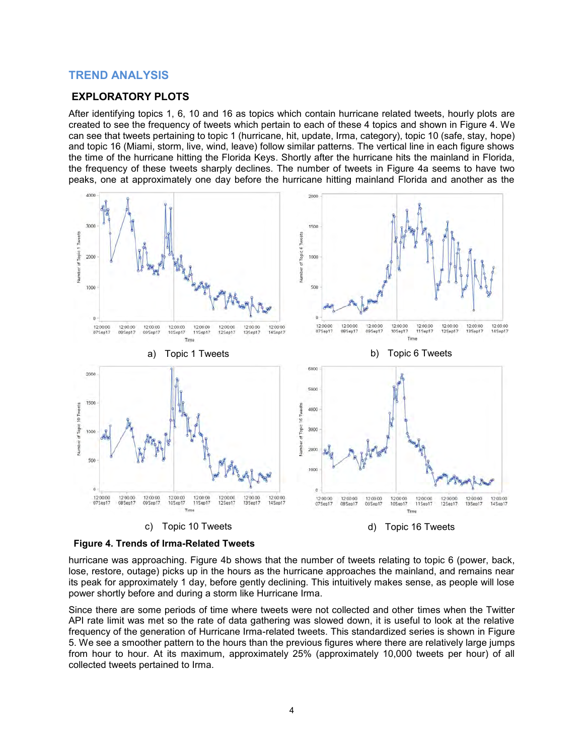## TREND ANALYSIS

### EXPLORATORY PLOTS

After identifying topics 1, 6, 10 and 16 as topics which contain hurricane related tweets, hourly plots are created to see the frequency of tweets which pertain to each of these 4 topics and shown in Figure 4. We can see that tweets pertaining to topic 1 (hurricane, hit, update, Irma, category), topic 10 (safe, stay, hope) and topic 16 (Miami, storm, live, wind, leave) follow similar patterns. The vertical line in each figure shows the time of the hurricane hitting the Florida Keys. Shortly after the hurricane hits the mainland in Florida, the frequency of these tweets sharply declines. The number of tweets in Figure 4a seems to have two peaks, one at approximately one day before the hurricane hitting mainland Florida and another as the hurricane was approaching. Figure 4b shows that the number of tweets relating to topic 6 (power, back, lose, restore, outage) picks up in the hours as the hurricane approaches the mainland, and remains near its peak for approximately 1 day, before gently declining. This intuitively makes sense, as people will lose power shortly before and during a storm like Hurricane Irma.

a) Topic 1 Tweets

b) Topic 6 Tweets

c) Topic 10 Tweets

d) Topic 16 Tweets

**Figure 4. Trends of Irma-Related Tweets**

Since there are some periods of time where tweets were not collected and other times when the Twitter API rate limit was met so the rate of data gathering was slowed down, it is useful to look at the relative frequency of the generation of Hurricane Irma-related tweets. This standardized series is shown in Figure 5. We see a smoother pattern to the hours than the previous figures where there are relatively large jumps from hour to hour. At its maximum, approximately 25% (approximately 10,000 tweets per hour) of all collected tweets pertained to Irma.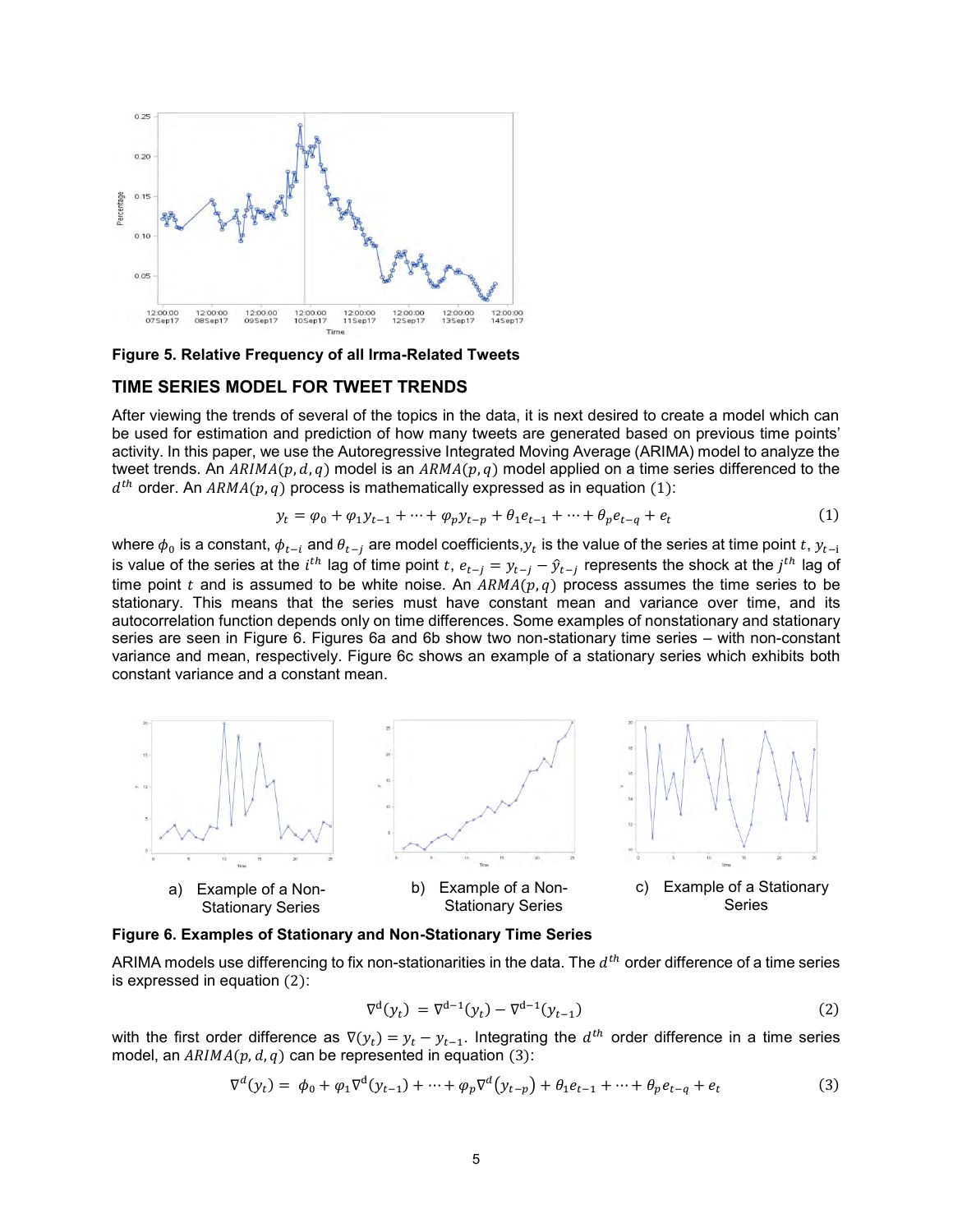**Figure 5. Relative Frequency of all Irma-Related Tweets**

## TIME SERIES MODEL FOR TWEET TRENDS

After viewing the trends of several of the topics in the data, it is next desired to create a model which can be used for estimation and prediction of how many tweets are generated based on previous time points' activity. In this paper, we use the Autoregressive Integrated Moving Average (ARIMA) model to analyze the tweet trends. An $ARIMA(p, d, q)$ model is an $ARMA(p, q)$ model applied on a time series differenced to the $d^{th}$ order. An $ARMA(p, q)$ process is mathematically expressed as in equation $(1)$:

$$y_t = \varphi_0 + \varphi_1 y_{t-1} + \cdots + \varphi_p y_{t-p} + \theta_1 e_{t-1} + \cdots + \theta_p e_{t-q} + e_t \tag{1}$$

where $\phi_0$ is a constant, $\phi_{t-i}$ and $\theta_{t-j}$ are model coefficients, $y_t$ is the value of the series at time point $t$, $y_{t-i}$ is value of the series at the $i^{th}$ lag of time point $t$, $e_{t-j} = y_{t-j} - \hat{y}_{t-j}$ represents the shock at the $j^{th}$ lag of time point $t$ and is assumed to be white noise. An $ARMA(p, q)$ process assumes the time series to be stationary. This means that the series must have constant mean and variance over time, and its autocorrelation function depends only on time differences. Some examples of nonstationary and stationary series are seen in Figure 6. Figures 6a and 6b show two non-stationary time series – with non-constant variance and mean, respectively. Figure 6c shows an example of a stationary series which exhibits both constant variance and a constant mean.

a) Example of a Non-Stationary Series

b) Example of a Non-Stationary Series

c) Example of a Stationary Series

**Figure 6. Examples of Stationary and Non-Stationary Time Series**

ARIMA models use differencing to fix non-stationarities in the data. The $d^{th}$ order difference of a time series is expressed in equation $(2)$:

$$\nabla^{d}(y_t) = \nabla^{d-1}(y_t) - \nabla^{d-1}(y_{t-1}) \tag{2}$$

with the first order difference as $\nabla(y_t) = y_t - y_{t-1}$. Integrating the $d^{th}$ order difference in a time series model, an $ARIMA(p, d, q)$ can be represented in equation $(3)$:

$$\nabla^{d}(y_t) = \phi_0 + \varphi_1 \nabla^{d}(y_{t-1}) + \cdots + \varphi_p \nabla^{d}(y_{t-p}) + \theta_1 e_{t-1} + \cdots + \theta_p e_{t-q} + e_t \tag{3}$$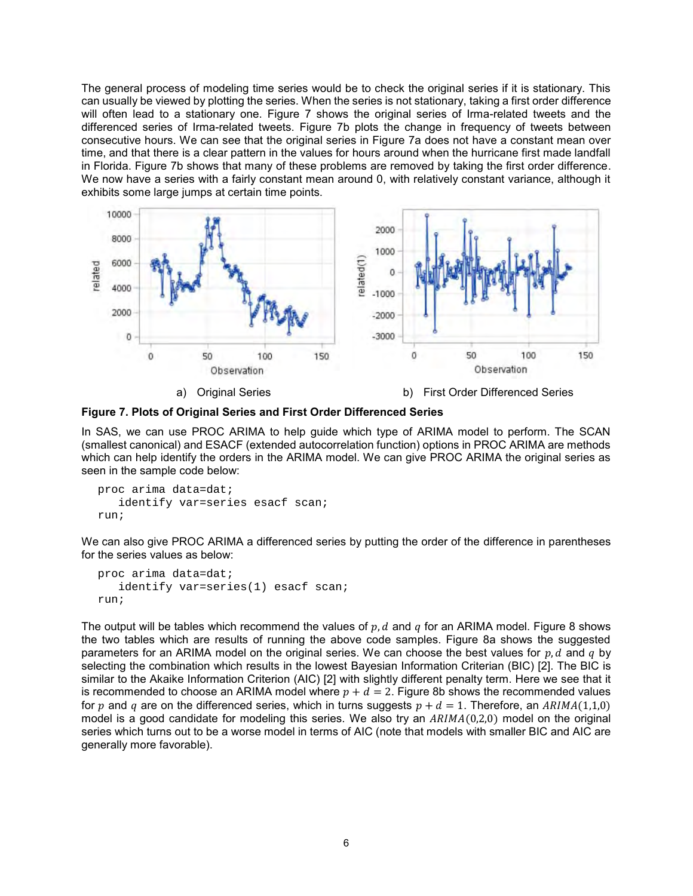The general process of modeling time series would be to check the original series if it is stationary. This can usually be viewed by plotting the series. When the series is not stationary, taking a first order difference will often lead to a stationary one. Figure 7 shows the original series of Irma-related tweets and the differenced series of Irma-related tweets. Figure 7b plots the change in frequency of tweets between consecutive hours. We can see that the original series in Figure 7a does not have a constant mean over time, and that there is a clear pattern in the values for hours around when the hurricane first made landfall in Florida. Figure 7b shows that many of these problems are removed by taking the first order difference. We now have a series with a fairly constant mean around 0, with relatively constant variance, although it exhibits some large jumps at certain time points.

a) Original Series

b) First Order Differenced Series

**Figure 7. Plots of Original Series and First Order Differenced Series**

In SAS, we can use PROC ARIMA to help guide which type of ARIMA model to perform. The SCAN (smallest canonical) and ESACF (extended autocorrelation function) options in PROC ARIMA are methods which can help identify the orders in the ARIMA model. We can give PROC ARIMA the original series as seen in the sample code below:

```
proc arima data=dat;
   identify var=series esacf scan;
run;
```

We can also give PROC ARIMA a differenced series by putting the order of the difference in parentheses for the series values as below:

```
proc arima data=dat;
   identify var=series(1) esacf scan;
run;
```

The output will be tables which recommend the values of $p, d$ and $q$ for an ARIMA model. Figure 8 shows the two tables which are results of running the above code samples. Figure 8a shows the suggested parameters for an ARIMA model on the original series. We can choose the best values for $p, d$ and $q$ by selecting the combination which results in the lowest Bayesian Information Criterian (BIC) [2]. The BIC is similar to the Akaike Information Criterion (AIC) [2] with slightly different penalty term. Here we see that it is recommended to choose an ARIMA model where $p + d = 2$. Figure 8b shows the recommended values for $p$ and $q$ are on the differenced series, which in turns suggests $p + d = 1$. Therefore, an $ARIMA(1,1,0)$ model is a good candidate for modeling this series. We also try an $ARIMA(0,2,0)$ model on the original series which turns out to be a worse model in terms of AIC (note that models with smaller BIC and AIC are generally more favorable).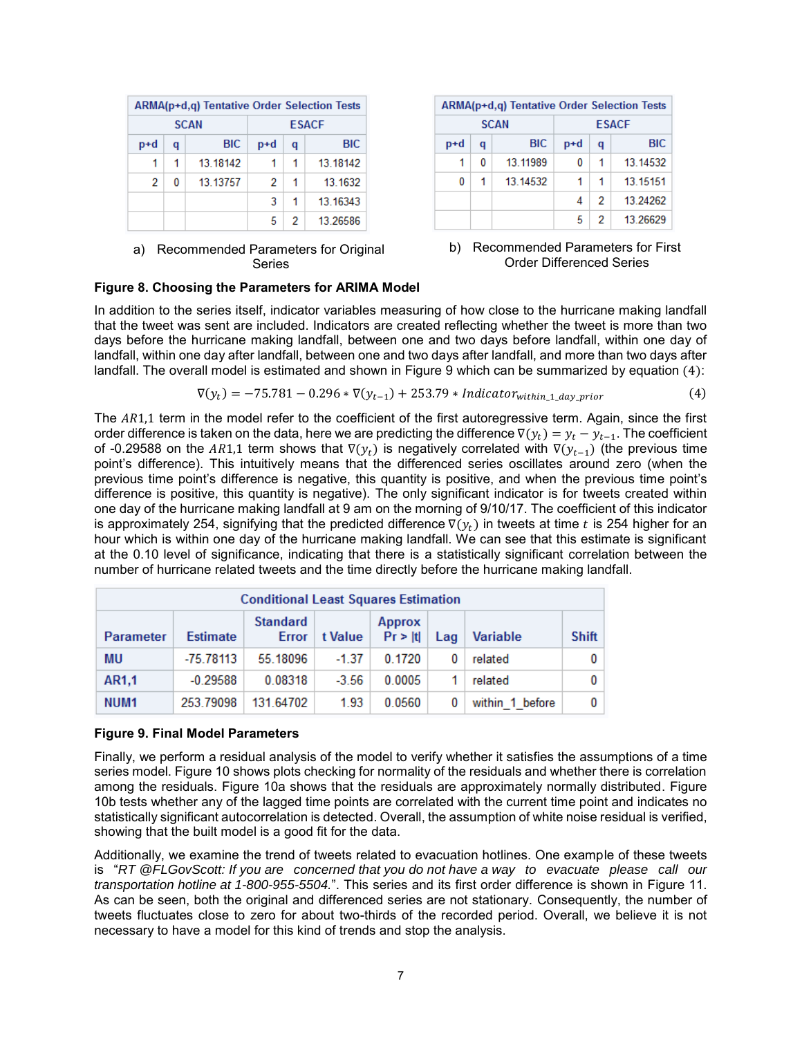| ARMA(p+d,q) Tentative Order Selection Tests | | | | | |
|---|---|---|---|---|---|
| SCAN | | | ESACF | | |
| p+d | q | BIC | p+d | q | BIC |
| 1 | 1 | 13.18142 | 1 | 1 | 13.18142 |
| 2 | 0 | 13.13757 | 2 | 1 | 13.1632 |
| | | | 3 | 1 | 13.16343 |
| | | | 5 | 2 | 13.26586 |

a) Recommended Parameters for Original Series

| ARMA(p+d,q) Tentative Order Selection Tests | | | | | |
|---|---|---|---|---|---|
| SCAN | | | ESACF | | |
| p+d | q | BIC | p+d | q | BIC |
| 1 | 0 | 13.11989 | 0 | 1 | 13.14532 |
| 0 | 1 | 13.14532 | 1 | 1 | 13.15151 |
| | | | 4 | 2 | 13.24262 |
| | | | 5 | 2 | 13.26629 |

b) Recommended Parameters for First Order Differenced Series

**Figure 8. Choosing the Parameters for ARIMA Model**

In addition to the series itself, indicator variables measuring of how close to the hurricane making landfall that the tweet was sent are included. Indicators are created reflecting whether the tweet is more than two days before the hurricane making landfall, between one and two days before landfall, within one day of landfall, within one day after landfall, between one and two days after landfall, and more than two days after landfall. The overall model is estimated and shown in Figure 9 which can be summarized by equation (4):

$$\nabla(y_t) = -75.781 - 0.296 * \nabla(y_{t-1}) + 253.79 * Indicator_{within\_1\_day\_prior} \qquad (4)$$

The $AR1{,}1$ term in the model refer to the coefficient of the first autoregressive term. Again, since the first order difference is taken on the data, here we are predicting the difference $\nabla(y_t) = y_t - y_{t-1}$. The coefficient of -0.29588 on the $AR1{,}1$ term shows that $\nabla(y_t)$ is negatively correlated with $\nabla(y_{t-1})$ (the previous time point's difference). This intuitively means that the differenced series oscillates around zero (when the previous time point's difference is negative, this quantity is positive, and when the previous time point's difference is positive, this quantity is negative). The only significant indicator is for tweets created within one day of the hurricane making landfall at 9 am on the morning of 9/10/17. The coefficient of this indicator is approximately 254, signifying that the predicted difference $\nabla(y_t)$ in tweets at time $t$ is 254 higher for an hour which is within one day of the hurricane making landfall. We can see that this estimate is significant at the 0.10 level of significance, indicating that there is a statistically significant correlation between the number of hurricane related tweets and the time directly before the hurricane making landfall.

| Conditional Least Squares Estimation | | | | | | | |
|---|---|---|---|---|---|---|---|
| Parameter | Estimate | Standard Error | t Value | Approx Pr > \|t\| | Lag | Variable | Shift |
| MU | -75.78113 | 55.18096 | -1.37 | 0.1720 | 0 | related | 0 |
| AR1,1 | -0.29588 | 0.08318 | -3.56 | 0.0005 | 1 | related | 0 |
| NUM1 | 253.79098 | 131.64702 | 1.93 | 0.0560 | 0 | within_1_before | 0 |

**Figure 9. Final Model Parameters**

Finally, we perform a residual analysis of the model to verify whether it satisfies the assumptions of a time series model. Figure 10 shows plots checking for normality of the residuals and whether there is correlation among the residuals. Figure 10a shows that the residuals are approximately normally distributed. Figure 10b tests whether any of the lagged time points are correlated with the current time point and indicates no statistically significant autocorrelation is detected. Overall, the assumption of white noise residual is verified, showing that the built model is a good fit for the data.

Additionally, we examine the trend of tweets related to evacuation hotlines. One example of these tweets is "*RT @FLGovScott: If you are concerned that you do not have a way to evacuate please call our transportation hotline at 1-800-955-5504.*". This series and its first order difference is shown in Figure 11. As can be seen, both the original and differenced series are not stationary. Consequently, the number of tweets fluctuates close to zero for about two-thirds of the recorded period. Overall, we believe it is not necessary to have a model for this kind of trends and stop the analysis.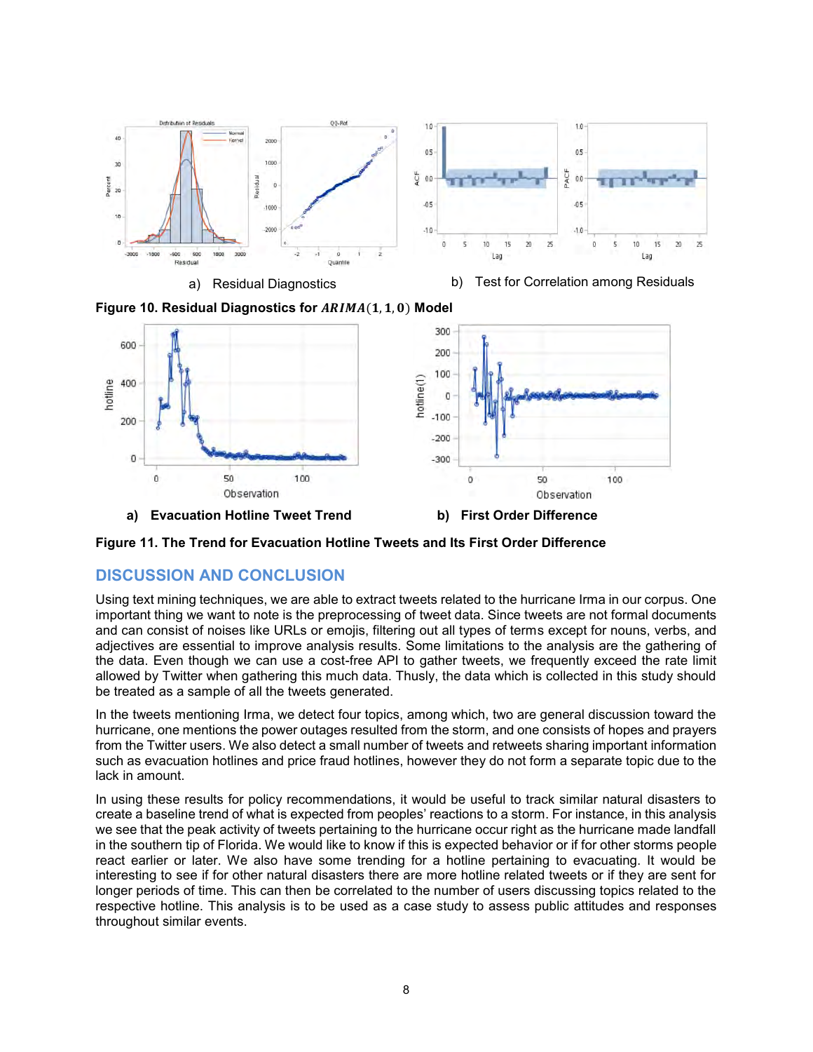a) Residual Diagnostics

b) Test for Correlation among Residuals

**Figure 10. Residual Diagnostics for $ARIMA(1,1,0)$ Model**

**a) Evacuation Hotline Tweet Trend**

**b) First Order Difference**

**Figure 11. The Trend for Evacuation Hotline Tweets and Its First Order Difference**

## DISCUSSION AND CONCLUSION

Using text mining techniques, we are able to extract tweets related to the hurricane Irma in our corpus. One important thing we want to note is the preprocessing of tweet data. Since tweets are not formal documents and can consist of noises like URLs or emojis, filtering out all types of terms except for nouns, verbs, and adjectives are essential to improve analysis results. Some limitations to the analysis are the gathering of the data. Even though we can use a cost-free API to gather tweets, we frequently exceed the rate limit allowed by Twitter when gathering this much data. Thusly, the data which is collected in this study should be treated as a sample of all the tweets generated.

In the tweets mentioning Irma, we detect four topics, among which, two are general discussion toward the hurricane, one mentions the power outages resulted from the storm, and one consists of hopes and prayers from the Twitter users. We also detect a small number of tweets and retweets sharing important information such as evacuation hotlines and price fraud hotlines, however they do not form a separate topic due to the lack in amount.

In using these results for policy recommendations, it would be useful to track similar natural disasters to create a baseline trend of what is expected from peoples' reactions to a storm. For instance, in this analysis we see that the peak activity of tweets pertaining to the hurricane occur right as the hurricane made landfall in the southern tip of Florida. We would like to know if this is expected behavior or if for other storms people react earlier or later. We also have some trending for a hotline pertaining to evacuating. It would be interesting to see if for other natural disasters there are more hotline related tweets or if they are sent for longer periods of time. This can then be correlated to the number of users discussing topics related to the respective hotline. This analysis is to be used as a case study to assess public attitudes and responses throughout similar events.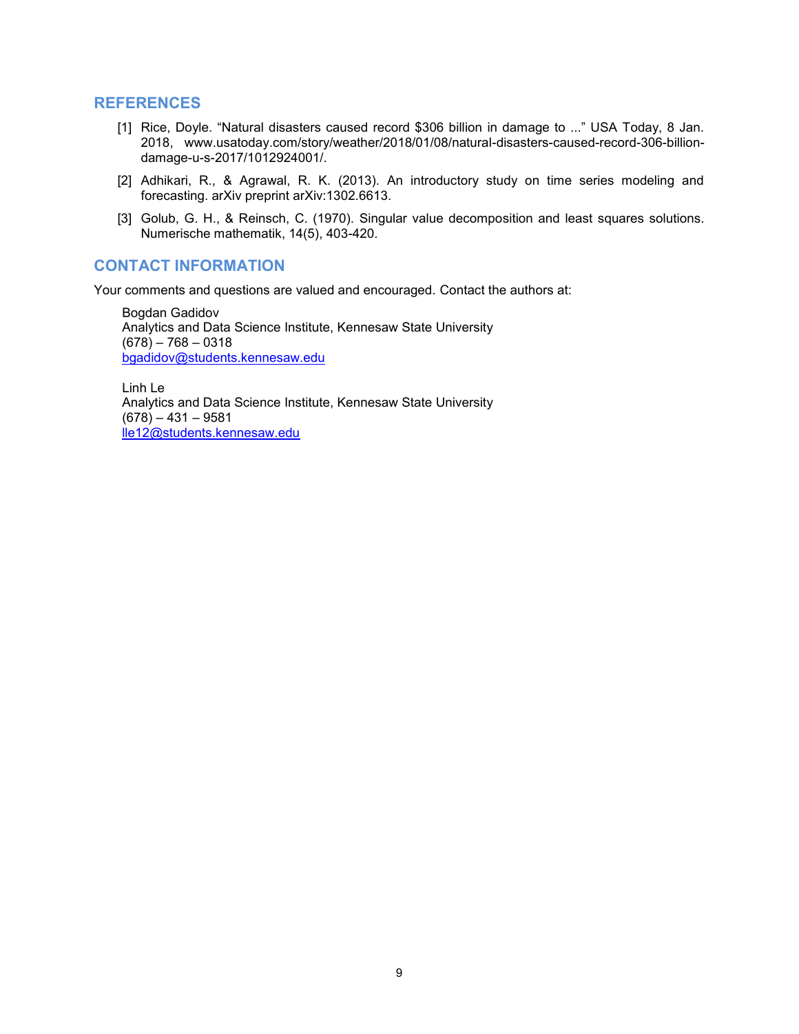## REFERENCES

[1] Rice, Doyle. "Natural disasters caused record $306 billion in damage to ..." USA Today, 8 Jan. 2018, www.usatoday.com/story/weather/2018/01/08/natural-disasters-caused-record-306-billion-damage-u-s-2017/1012924001/.

[2] Adhikari, R., & Agrawal, R. K. (2013). An introductory study on time series modeling and forecasting. arXiv preprint arXiv:1302.6613.

[3] Golub, G. H., & Reinsch, C. (1970). Singular value decomposition and least squares solutions. Numerische mathematik, 14(5), 403-420.

## CONTACT INFORMATION

Your comments and questions are valued and encouraged. Contact the authors at:

Bogdan Gadidov
Analytics and Data Science Institute, Kennesaw State University
(678) – 768 – 0318
bgadidov@students.kennesaw.edu

Linh Le
Analytics and Data Science Institute, Kennesaw State University
(678) – 431 – 9581
lle12@students.kennesaw.edu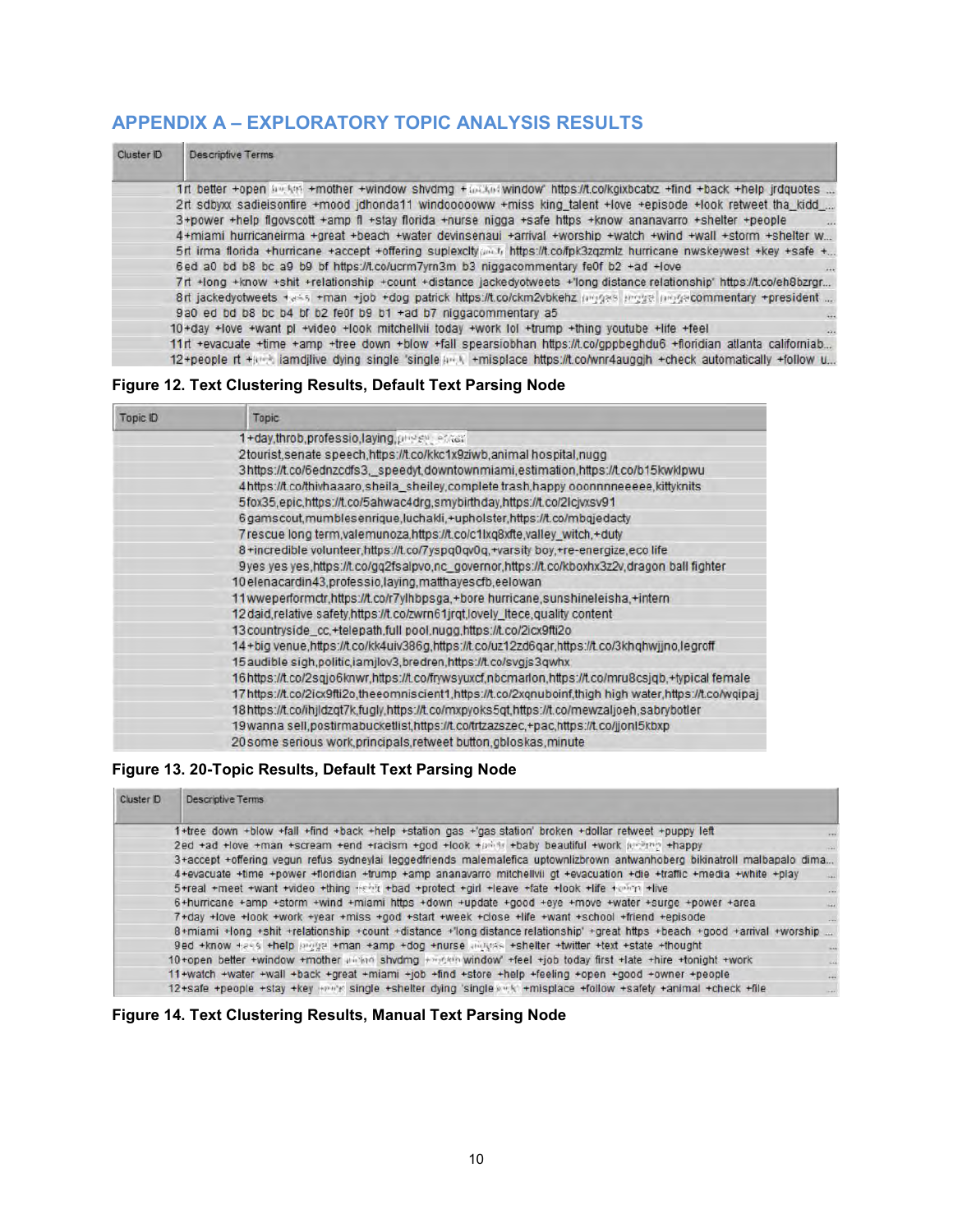## APPENDIX A – EXPLORATORY TOPIC ANALYSIS RESULTS

| Cluster ID | Descriptive Terms |
|---|---|
| 1 | rt better +open [redacted] +mother +window shvdmg +[redacted] window' https://t.co/kgixbcabz +find +back +help jrdquotes ... |
| 2 | rt sdbyxx sadieisonfire +mood jdhonda11 windoooooww +miss king_talent +love +episode +look retweet tha_kidd_... |
| 3 | +power +help flgovscott +amp fl +stay florida +nurse nigga +safe https +know ananavarro +shelter +people ... |
| 4 | +miami hurricaneirma +great +beach +water devinsenaui +arrival +worship +watch +wind +wall +storm +shelter w... |
| 5 | rt irma florida +hurricane +accept +offering suplexcity[redacted] https://t.co/fpk3zqzmlz hurricane nwskeywest +key +safe +... |
| 6 | ed a0 bd b8 bc a9 b9 bf https://t.co/ucrm7yrn3m b3 niggacommentary fe0f b2 +ad +love ... |
| 7 | rt +long +know +shit +relationship +count +distance jackedyotweets +'long distance relationship' https://t.co/eh8bzrgr... |
| 8 | rt jackedyotweets +[redacted] +man +job +dog patrick https://t.co/ckm2vbkehz [redacted] [redacted] [redacted]commentary +president ... |
| 9 | a0 ed bd b8 bc b4 bf b2 fe0f b9 b1 +ad b7 niggacommentary a5 ... |
| 10 | +day +love +work pl +video +look mitchellvii today +work lol +trump +thing youtube +life +feel ... |
| 11 | rt +evacuate +time +amp +tree down +blow +fall spearsiobhan https://t.co/gppbeghdu6 +floridian atlanta californiab... |
| 12 | +people rt +[redacted] iamdjlive dying single 'single [redacted] +misplace https://t.co/wnr4auggjh +check automatically +follow u... |

**Figure 12. Text Clustering Results, Default Text Parsing Node**

| Topic ID | Topic |
|---|---|
| 1 | +day,throb,professio,laying,[redacted] |
| 2 | tourist,senate speech,https://t.co/kkc1x9ziwb,animal hospital,nugg |
| 3 | https://t.co/6ednzcdfs3,_speedyt,downtownmiami,estimation,https://t.co/b15kwklpwu |
| 4 | https://t.co/thivhaaaro,sheila_sheiley,complete trash,happy ooonnnneeeee,kittyknits |
| 5 | fox35,epic,https://t.co/5ahwac4drg,smybirthday,https://t.co/2lcjvxsv91 |
| 6 | gamscout,mumblesenrique,luchakli,+upholster,https://t.co/mbqjedacty |
| 7 | rescue long term,valemunoza,https://t.co/c1lxq8xfte,valley_witch,+duty |
| 8 | +incredible volunteer,https://t.co/7yspq0qv0q,+varsity boy,+re-energize,eco life |
| 9 | yes yes yes,https://t.co/gq2fsalpvo,nc_governor,https://t.co/kboxhx3z2v,dragon ball fighter |
| 10 | elenacardin43,professio,laying,matthayescfb,eelowan |
| 11 | wweperformctr,https://t.co/r7ylhbpsga,+bore hurricane,sunshineleisha,+intern |
| 12 | daid,relative safety,https://t.co/zwrn61jrqt,lovely_ltece,quality content |
| 13 | countryside_cc,+telepath,full pool,nugg,https://t.co/2icx9fti2o |
| 14 | +big venue,https://t.co/kk4uiv386g,https://t.co/uz12zd6qar,https://t.co/3khqhwjjno,legroff |
| 15 | audible sigh,politic,iamjlov3,bredren,https://t.co/svgjs3qwhx |
| 16 | https://t.co/2sqjo6knwr,https://t.co/frywsyuxcf,nbcmarlon,https://t.co/mru8csjqb,+typical female |
| 17 | https://t.co/2icx9fti2o,theeomniscient1,https://t.co/2xqnuboinf,thigh high water,https://t.co/wqipaj |
| 18 | https://t.co/ihjldzqt7k,fugly,https://t.co/mxpyoks5qt,https://t.co/mewzaljoeh,sabrybotler |
| 19 | wanna sell,postirmabucketlist,https://t.co/trtzazszec,+pac,https://t.co/jjonl5kbxp |
| 20 | some serious work,principals,retweet button,gbloskas,minute |

**Figure 13. 20-Topic Results, Default Text Parsing Node**

| Cluster ID | Descriptive Terms |
|---|---|
| 1 | +tree down +blow +fall +find +back +help +station gas +'gas station' broken +dollar retweet +puppy left ... |
| 2 | ed +ad +love +man +scream +end +racism +god +look +[redacted] +baby beautiful +work [redacted] +happy ... |
| 3 | +accept +offering vegun refus sydneylai leggedfriends malemalefica uptownlizbrown antwanhoberg bikinatroll malbapalo dima... |
| 4 | +evacuate +time +power +floridian +trump +amp ananavarro mitchellvii gt +evacuation +die +traffic +media +white +play ... |
| 5 | +real +meet +want +video +thing +[redacted] +bad +protect +girl +leave +fate +look +life +[redacted] +live ... |
| 6 | +hurricane +amp +storm +wind +miami https +down +update +good +eye +move +water +surge +power +area ... |
| 7 | +day +love +look +work +year +miss +god +start +week +close +life +want +school +friend +episode ... |
| 8 | +miami +long +shit +relationship +count +distance +'long distance relationship' +great https +beach +good +arrival +worship ... |
| 9 | ed +know +[redacted] +help [redacted] +man +amp +dog +nurse [redacted] +shelter +twitter +text +state +thought ... |
| 10 | +open better +window +mother [redacted] shvdmg +[redacted] window' +feel +job today first +late +hire +tonight +work ... |
| 11 | +watch +water +wall +back +great +miami +job +find +store +help +feeling +open +good +owner +people ... |
| 12 | +safe +people +stay +key [redacted] single +shelter dying 'single [redacted] +misplace +follow +safety +animal +check +file ... |

**Figure 14. Text Clustering Results, Manual Text Parsing Node**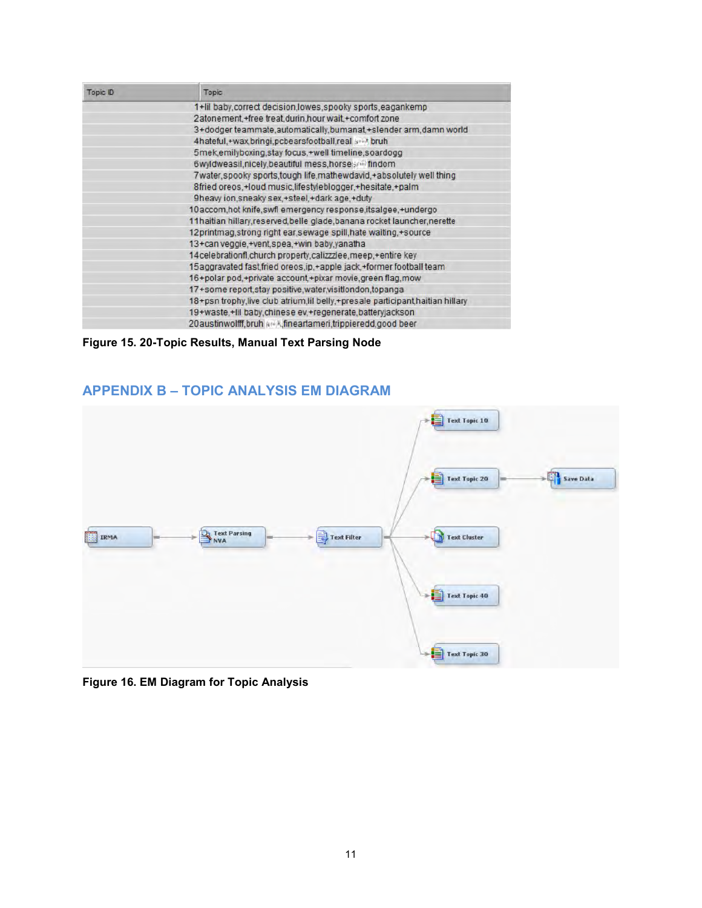| Topic ID | Topic |
|---|---|
| 1 | +lil baby,correct decision,lowes,spooky sports,eagankemp |
| 2 | atonement,+free treat,durin,hour wait,+comfort zone |
| 3 | +dodger teammate,automatically,bumanat,+slender arm,damn world |
| 4 | hateful,+wax,bringi,pcbearsfootball,real bruh |
| 5 | mek,emilyboxing,stay focus,+well timeline,soardogg |
| 6 | wyldweasil,nicely,beautiful mess,horse findom |
| 7 | water,spooky sports,tough life,mathewdavid,+absolutely well thing |
| 8 | fried oreos,+loud music,lifestyleblogger,+hesitate,+palm |
| 9 | heavy ion,sneaky sex,+steel,+dark age,+duty |
| 10 | accom,hot knife,swfl emergency response,itsalgee,+undergo |
| 11 | haitian hillary,reserved,belle glade,banana rocket launcher,nerette |
| 12 | printmag,strong right ear,sewage spill,hate waiting,+source |
| 13 | +can veggie,+vent,spea,+win baby,yanatha |
| 14 | celebrationfl,church property,calizzziee,meep,+entire key |
| 15 | aggravated fast,fried oreos,ip,+apple jack,+former football team |
| 16 | +polar pod,+private account,+pixar movie,green flag,mow |
| 17 | +some report,stay positive,water,visitlondon,topanga |
| 18 | +psn trophy,live club atrium,lil belly,+presale participant,haitian hillary |
| 19 | +waste,+lil baby,chinese ev,+regenerate,batteryjackson |
| 20 | austinwolfff,bruh ,fineartameri,trippieredd,good beer |

**Figure 15. 20-Topic Results, Manual Text Parsing Node**

## APPENDIX B – TOPIC ANALYSIS EM DIAGRAM

IRMA
Text Parsing NVA
Text Filter
Text Topic 10
Text Topic 20
Save Data
Text Cluster
Text Topic 40
Text Topic 30

**Figure 16. EM Diagram for Topic Analysis**